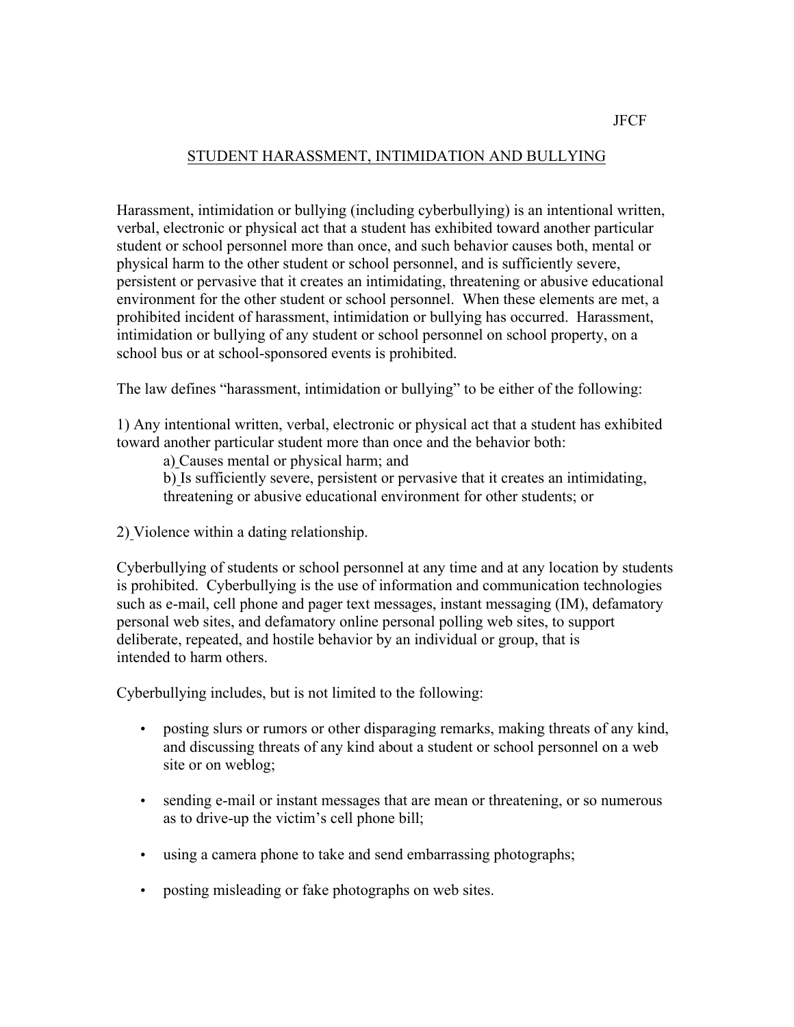JFCF

## STUDENT HARASSMENT, INTIMIDATION AND BULLYING

Harassment, intimidation or bullying (including cyberbullying) is an intentional written, verbal, electronic or physical act that a student has exhibited toward another particular student or school personnel more than once, and such behavior causes both, mental or physical harm to the other student or school personnel, and is sufficiently severe, persistent or pervasive that it creates an intimidating, threatening or abusive educational environment for the other student or school personnel. When these elements are met, a prohibited incident of harassment, intimidation or bullying has occurred. Harassment, intimidation or bullying of any student or school personnel on school property, on a school bus or at school-sponsored events is prohibited.

The law defines "harassment, intimidation or bullying" to be either of the following:

1) Any intentional written, verbal, electronic or physical act that a student has exhibited toward another particular student more than once and the behavior both:

  a) Causes mental or physical harm; and

  b) Is sufficiently severe, persistent or pervasive that it creates an intimidating, threatening or abusive educational environment for other students; or

2) Violence within a dating relationship.

Cyberbullying of students or school personnel at any time and at any location by students is prohibited. Cyberbullying is the use of information and communication technologies such as e-mail, cell phone and pager text messages, instant messaging (IM), defamatory personal web sites, and defamatory online personal polling web sites, to support deliberate, repeated, and hostile behavior by an individual or group, that is intended to harm others.

Cyberbullying includes, but is not limited to the following:

- posting slurs or rumors or other disparaging remarks, making threats of any kind, and discussing threats of any kind about a student or school personnel on a web site or on weblog;
- sending e-mail or instant messages that are mean or threatening, or so numerous as to drive-up the victim's cell phone bill;
- using a camera phone to take and send embarrassing photographs;
- posting misleading or fake photographs on web sites.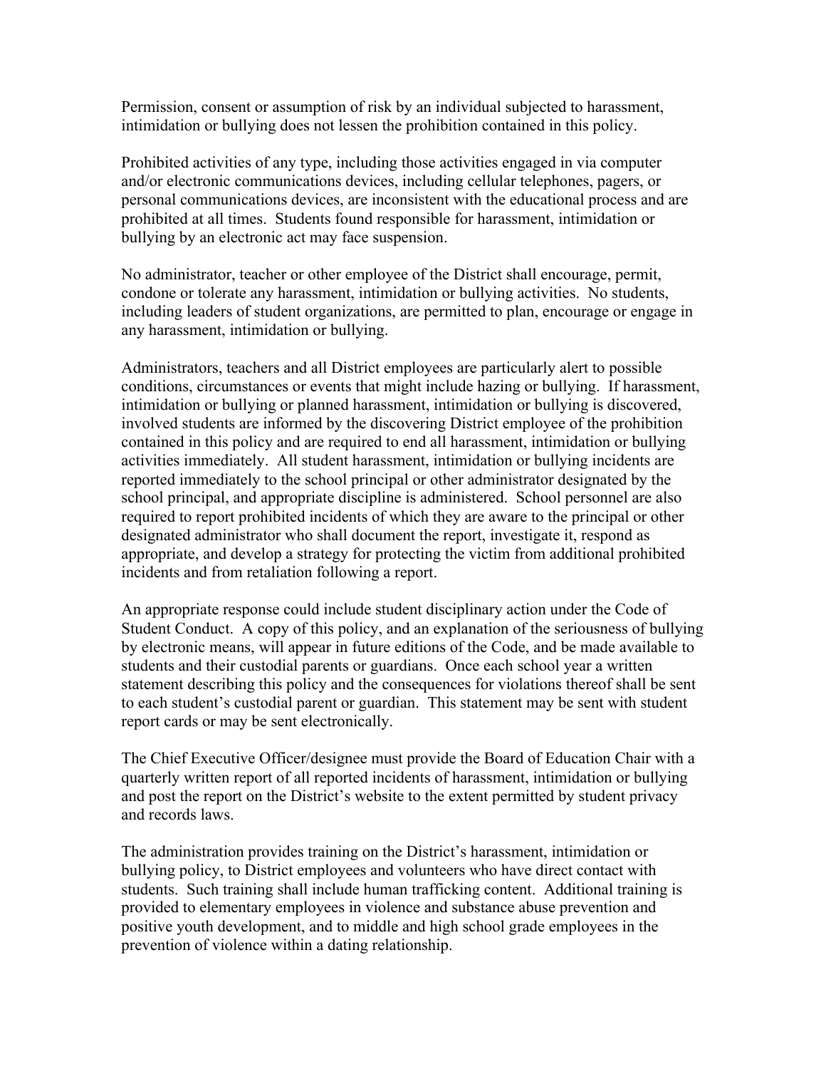Permission, consent or assumption of risk by an individual subjected to harassment, intimidation or bullying does not lessen the prohibition contained in this policy.

Prohibited activities of any type, including those activities engaged in via computer and/or electronic communications devices, including cellular telephones, pagers, or personal communications devices, are inconsistent with the educational process and are prohibited at all times. Students found responsible for harassment, intimidation or bullying by an electronic act may face suspension.

No administrator, teacher or other employee of the District shall encourage, permit, condone or tolerate any harassment, intimidation or bullying activities. No students, including leaders of student organizations, are permitted to plan, encourage or engage in any harassment, intimidation or bullying.

Administrators, teachers and all District employees are particularly alert to possible conditions, circumstances or events that might include hazing or bullying. If harassment, intimidation or bullying or planned harassment, intimidation or bullying is discovered, involved students are informed by the discovering District employee of the prohibition contained in this policy and are required to end all harassment, intimidation or bullying activities immediately. All student harassment, intimidation or bullying incidents are reported immediately to the school principal or other administrator designated by the school principal, and appropriate discipline is administered. School personnel are also required to report prohibited incidents of which they are aware to the principal or other designated administrator who shall document the report, investigate it, respond as appropriate, and develop a strategy for protecting the victim from additional prohibited incidents and from retaliation following a report.

An appropriate response could include student disciplinary action under the Code of Student Conduct. A copy of this policy, and an explanation of the seriousness of bullying by electronic means, will appear in future editions of the Code, and be made available to students and their custodial parents or guardians. Once each school year a written statement describing this policy and the consequences for violations thereof shall be sent to each student's custodial parent or guardian. This statement may be sent with student report cards or may be sent electronically.

The Chief Executive Officer/designee must provide the Board of Education Chair with a quarterly written report of all reported incidents of harassment, intimidation or bullying and post the report on the District's website to the extent permitted by student privacy and records laws.

The administration provides training on the District's harassment, intimidation or bullying policy, to District employees and volunteers who have direct contact with students. Such training shall include human trafficking content. Additional training is provided to elementary employees in violence and substance abuse prevention and positive youth development, and to middle and high school grade employees in the prevention of violence within a dating relationship.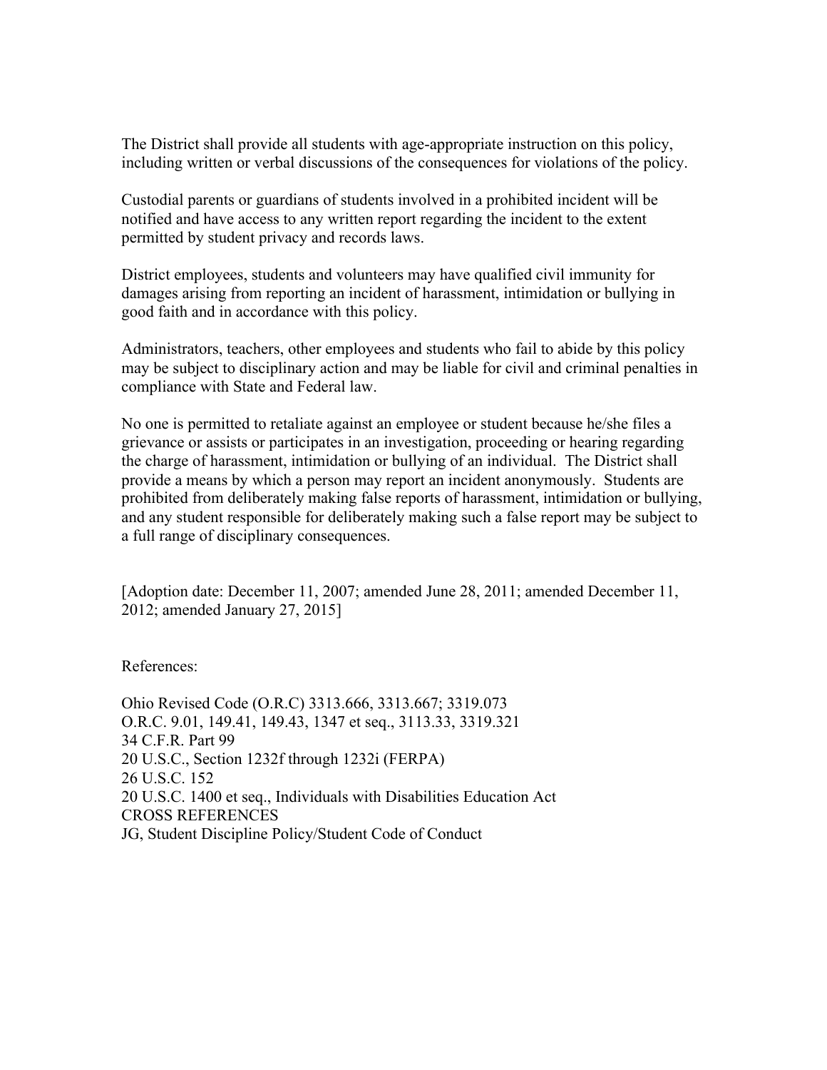The District shall provide all students with age-appropriate instruction on this policy, including written or verbal discussions of the consequences for violations of the policy.

Custodial parents or guardians of students involved in a prohibited incident will be notified and have access to any written report regarding the incident to the extent permitted by student privacy and records laws.

District employees, students and volunteers may have qualified civil immunity for damages arising from reporting an incident of harassment, intimidation or bullying in good faith and in accordance with this policy.

Administrators, teachers, other employees and students who fail to abide by this policy may be subject to disciplinary action and may be liable for civil and criminal penalties in compliance with State and Federal law.

No one is permitted to retaliate against an employee or student because he/she files a grievance or assists or participates in an investigation, proceeding or hearing regarding the charge of harassment, intimidation or bullying of an individual. The District shall provide a means by which a person may report an incident anonymously. Students are prohibited from deliberately making false reports of harassment, intimidation or bullying, and any student responsible for deliberately making such a false report may be subject to a full range of disciplinary consequences.

[Adoption date: December 11, 2007; amended June 28, 2011; amended December 11, 2012; amended January 27, 2015]

References:

Ohio Revised Code (O.R.C) 3313.666, 3313.667; 3319.073
O.R.C. 9.01, 149.41, 149.43, 1347 et seq., 3113.33, 3319.321
34 C.F.R. Part 99
20 U.S.C., Section 1232f through 1232i (FERPA)
26 U.S.C. 152
20 U.S.C. 1400 et seq., Individuals with Disabilities Education Act
CROSS REFERENCES
JG, Student Discipline Policy/Student Code of Conduct